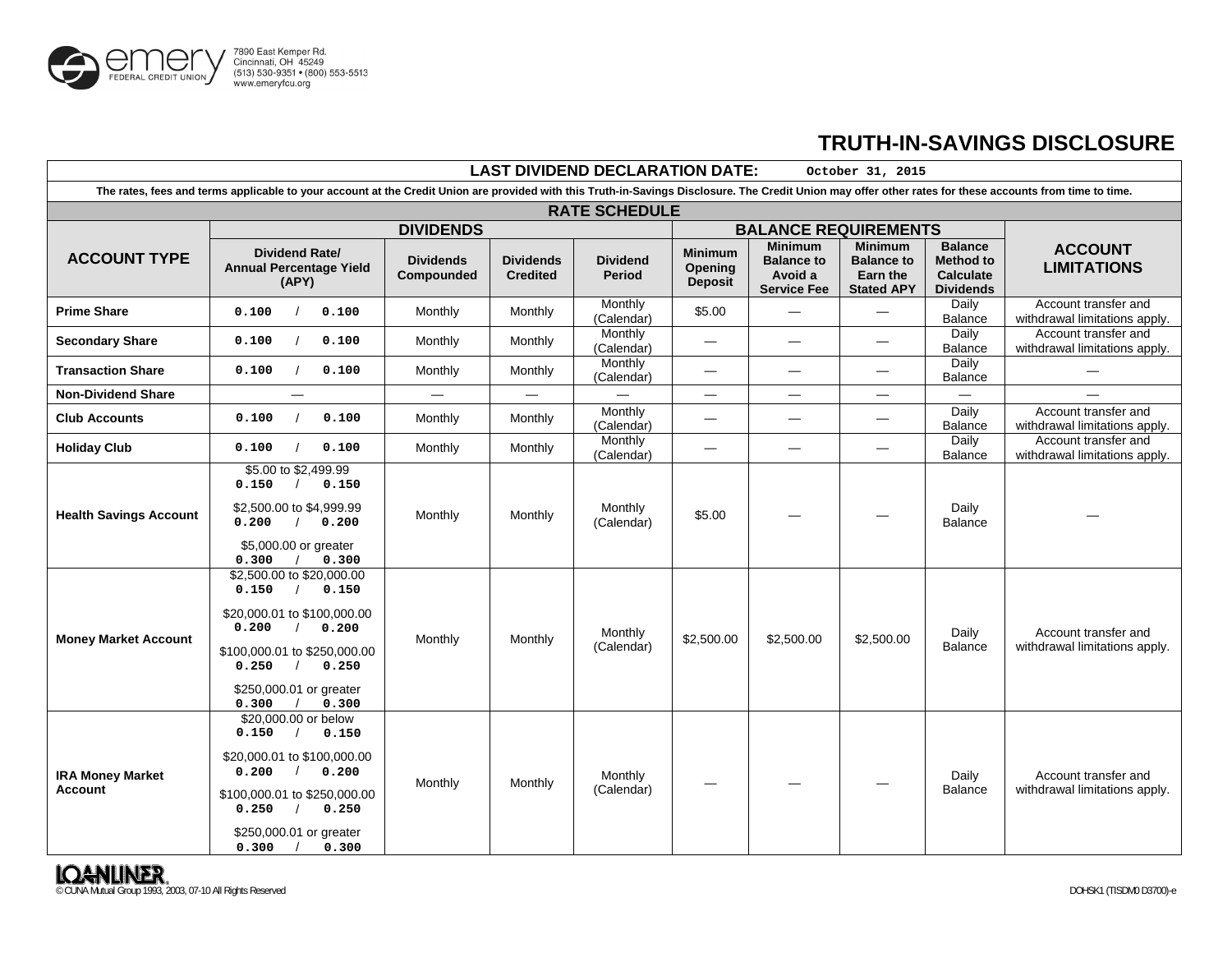emery FEDERAL CREDIT UNION
7890 East Kemper Rd.
Cincinnati, OH 45249
(513) 530-9351 • (800) 553-5513
www.emeryfcu.org

# TRUTH-IN-SAVINGS DISCLOSURE

**LAST DIVIDEND DECLARATION DATE:** October 31, 2015

**The rates, fees and terms applicable to your account at the Credit Union are provided with this Truth-in-Savings Disclosure. The Credit Union may offer other rates for these accounts from time to time.**

## RATE SCHEDULE

| ACCOUNT TYPE | DIVIDENDS | | | | BALANCE REQUIREMENTS | | | | ACCOUNT LIMITATIONS |
|---|---|---|---|---|---|---|---|---|---|
| | Dividend Rate/ Annual Percentage Yield (APY) | Dividends Compounded | Dividends Credited | Dividend Period | Minimum Opening Deposit | Minimum Balance to Avoid a Service Fee | Minimum Balance to Earn the Stated APY | Balance Method to Calculate Dividends | |
| **Prime Share** | 0.100 / 0.100 | Monthly | Monthly | Monthly (Calendar) | $5.00 | — | — | Daily Balance | Account transfer and withdrawal limitations apply. |
| **Secondary Share** | 0.100 / 0.100 | Monthly | Monthly | Monthly (Calendar) | — | — | — | Daily Balance | Account transfer and withdrawal limitations apply. |
| **Transaction Share** | 0.100 / 0.100 | Monthly | Monthly | Monthly (Calendar) | — | — | — | Daily Balance | — |
| **Non-Dividend Share** | — | — | — | — | — | — | — | — | — |
| **Club Accounts** | 0.100 / 0.100 | Monthly | Monthly | Monthly (Calendar) | — | — | — | Daily Balance | Account transfer and withdrawal limitations apply. |
| **Holiday Club** | 0.100 / 0.100 | Monthly | Monthly | Monthly (Calendar) | — | — | — | Daily Balance | Account transfer and withdrawal limitations apply. |
| **Health Savings Account** | $5.00 to $2,499.99 0.150 / 0.150<br>$2,500.00 to $4,999.99 0.200 / 0.200<br>$5,000.00 or greater 0.300 / 0.300 | Monthly | Monthly | Monthly (Calendar) | $5.00 | — | — | Daily Balance | — |
| **Money Market Account** | $2,500.00 to $20,000.00 0.150 / 0.150<br>$20,000.01 to $100,000.00 0.200 / 0.200<br>$100,000.01 to $250,000.00 0.250 / 0.250<br>$250,000.01 or greater 0.300 / 0.300 | Monthly | Monthly | Monthly (Calendar) | $2,500.00 | $2,500.00 | $2,500.00 | Daily Balance | Account transfer and withdrawal limitations apply. |
| **IRA Money Market Account** | $20,000.00 or below 0.150 / 0.150<br>$20,000.01 to $100,000.00 0.200 / 0.200<br>$100,000.01 to $250,000.00 0.250 / 0.250<br>$250,000.01 or greater 0.300 / 0.300 | Monthly | Monthly | Monthly (Calendar) | — | — | — | Daily Balance | Account transfer and withdrawal limitations apply. |

LOANLINER®
© CUNA Mutual Group 1993, 2003, 07-10 All Rights Reserved

DOHSK1 (TISDM0 D3700)-e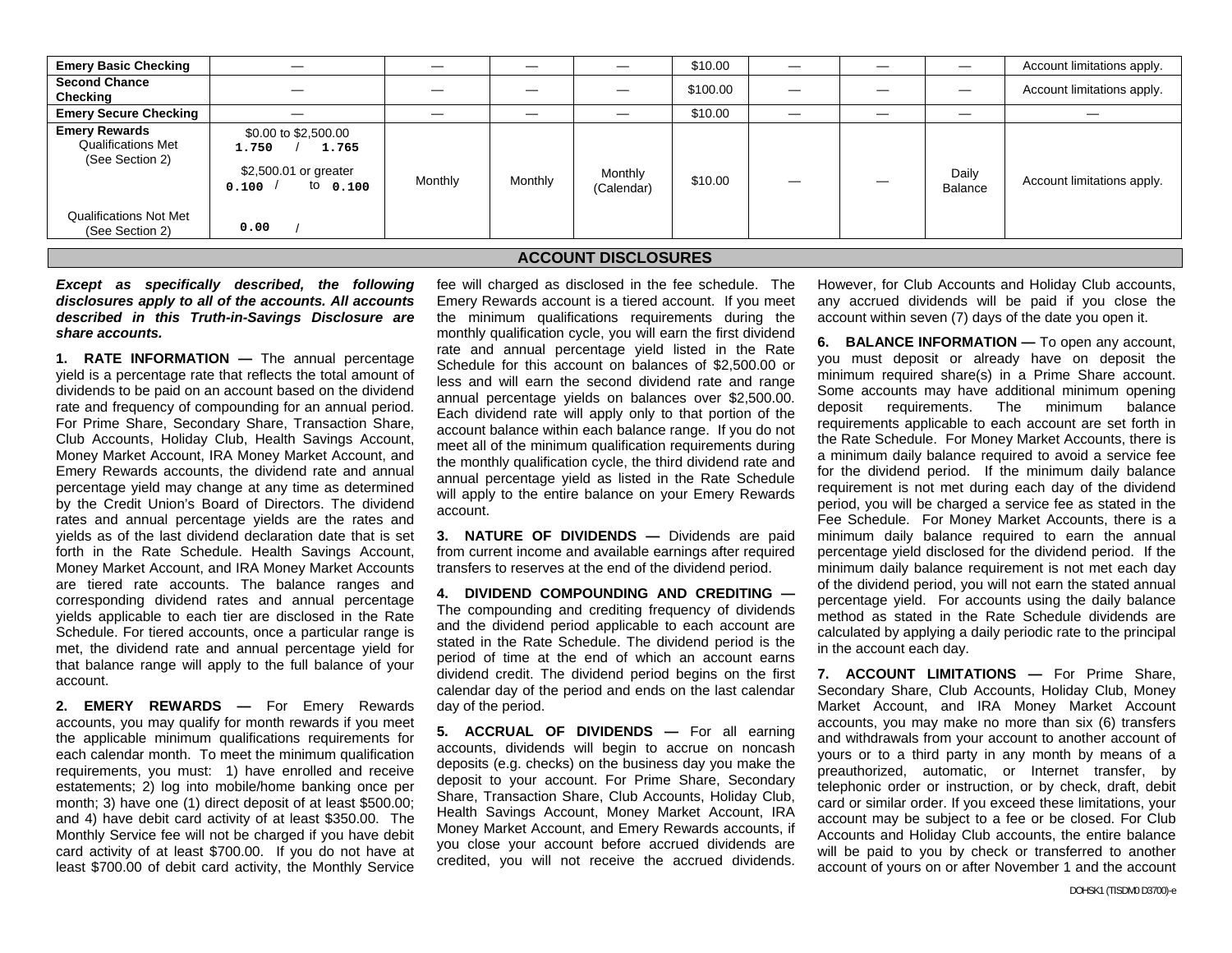| Emery Basic Checking | — | — | — | — | $10.00 | — | — | — | Account limitations apply. |
|---|---|---|---|---|---|---|---|---|---|
| Second Chance Checking | — | — | — | — | $100.00 | — | — | — | Account limitations apply. |
| Emery Secure Checking | — | — | — | — | $10.00 | — | — | — | — |
| Emery Rewards Qualifications Met (See Section 2) | $0.00 to $2,500.00 1.750 / 1.765 $2,500.01 or greater 0.100 / to 0.100 | Monthly | Monthly | Monthly (Calendar) | $10.00 | — | — | Daily Balance | Account limitations apply. |
| Qualifications Not Met (See Section 2) | 0.00 / | | | | | | | | |

## ACCOUNT DISCLOSURES

***Except as specifically described, the following disclosures apply to all of the accounts. All accounts described in this Truth-in-Savings Disclosure are share accounts.***

**1. RATE INFORMATION —** The annual percentage yield is a percentage rate that reflects the total amount of dividends to be paid on an account based on the dividend rate and frequency of compounding for an annual period. For Prime Share, Secondary Share, Transaction Share, Club Accounts, Holiday Club, Health Savings Account, Money Market Account, IRA Money Market Account, and Emery Rewards accounts, the dividend rate and annual percentage yield may change at any time as determined by the Credit Union's Board of Directors. The dividend rates and annual percentage yields are the rates and yields as of the last dividend declaration date that is set forth in the Rate Schedule. Health Savings Account, Money Market Account, and IRA Money Market Accounts are tiered rate accounts. The balance ranges and corresponding dividend rates and annual percentage yields applicable to each tier are disclosed in the Rate Schedule. For tiered accounts, once a particular range is met, the dividend rate and annual percentage yield for that balance range will apply to the full balance of your account.

**2. EMERY REWARDS —** For Emery Rewards accounts, you may qualify for month rewards if you meet the applicable minimum qualifications requirements for each calendar month. To meet the minimum qualification requirements, you must: 1) have enrolled and receive estatements; 2) log into mobile/home banking once per month; 3) have one (1) direct deposit of at least $500.00; and 4) have debit card activity of at least $350.00. The Monthly Service fee will not be charged if you have debit card activity of at least $700.00. If you do not have at least $700.00 of debit card activity, the Monthly Service fee will charged as disclosed in the fee schedule. The Emery Rewards account is a tiered account. If you meet the minimum qualifications requirements during the monthly qualification cycle, you will earn the first dividend rate and annual percentage yield listed in the Rate Schedule for this account on balances of $2,500.00 or less and will earn the second dividend rate and range annual percentage yields on balances over $2,500.00. Each dividend rate will apply only to that portion of the account balance within each balance range. If you do not meet all of the minimum qualification requirements during the monthly qualification cycle, the third dividend rate and annual percentage yield as listed in the Rate Schedule will apply to the entire balance on your Emery Rewards account.

**3. NATURE OF DIVIDENDS —** Dividends are paid from current income and available earnings after required transfers to reserves at the end of the dividend period.

**4. DIVIDEND COMPOUNDING AND CREDITING —** The compounding and crediting frequency of dividends and the dividend period applicable to each account are stated in the Rate Schedule. The dividend period is the period of time at the end of which an account earns dividend credit. The dividend period begins on the first calendar day of the period and ends on the last calendar day of the period.

**5. ACCRUAL OF DIVIDENDS —** For all earning accounts, dividends will begin to accrue on noncash deposits (e.g. checks) on the business day you make the deposit to your account. For Prime Share, Secondary Share, Transaction Share, Club Accounts, Holiday Club, Health Savings Account, Money Market Account, IRA Money Market Account, and Emery Rewards accounts, if you close your account before accrued dividends are credited, you will not receive the accrued dividends. However, for Club Accounts and Holiday Club accounts, any accrued dividends will be paid if you close the account within seven (7) days of the date you open it.

**6. BALANCE INFORMATION —** To open any account, you must deposit or already have on deposit the minimum required share(s) in a Prime Share account. Some accounts may have additional minimum opening deposit requirements. The minimum balance requirements applicable to each account are set forth in the Rate Schedule. For Money Market Accounts, there is a minimum daily balance required to avoid a service fee for the dividend period. If the minimum daily balance requirement is not met during each day of the dividend period, you will be charged a service fee as stated in the Fee Schedule. For Money Market Accounts, there is a minimum daily balance required to earn the annual percentage yield disclosed for the dividend period. If the minimum daily balance requirement is not met each day of the dividend period, you will not earn the stated annual percentage yield. For accounts using the daily balance method as stated in the Rate Schedule dividends are calculated by applying a daily periodic rate to the principal in the account each day.

**7. ACCOUNT LIMITATIONS —** For Prime Share, Secondary Share, Club Accounts, Holiday Club, Money Market Account, and IRA Money Market Account accounts, you may make no more than six (6) transfers and withdrawals from your account to another account of yours or to a third party in any month by means of a preauthorized, automatic, or Internet transfer, by telephonic order or instruction, or by check, draft, debit card or similar order. If you exceed these limitations, your account may be subject to a fee or be closed. For Club Accounts and Holiday Club accounts, the entire balance will be paid to you by check or transferred to another account of yours on or after November 1 and the account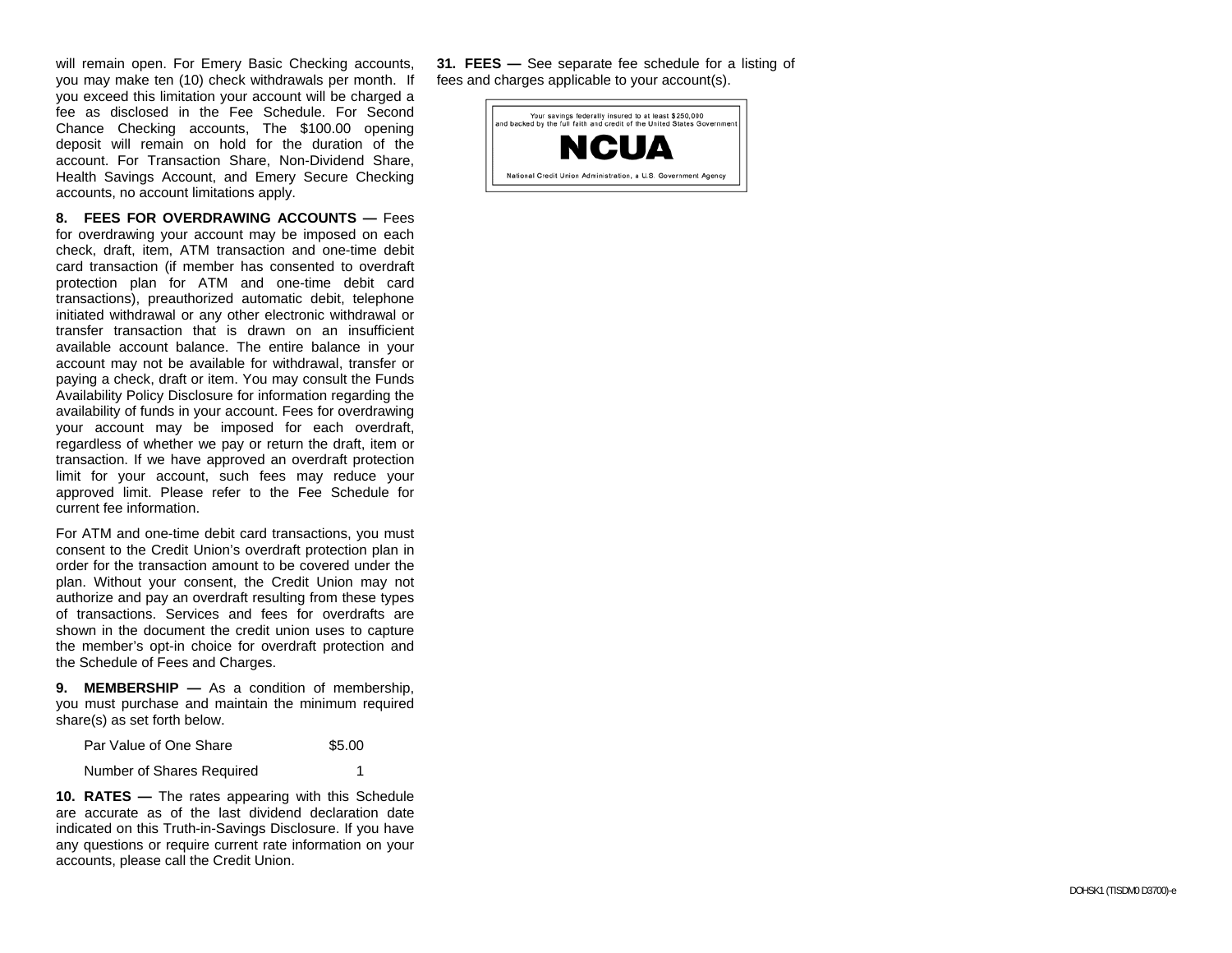will remain open. For Emery Basic Checking accounts, you may make ten (10) check withdrawals per month. If you exceed this limitation your account will be charged a fee as disclosed in the Fee Schedule. For Second Chance Checking accounts, The $100.00 opening deposit will remain on hold for the duration of the account. For Transaction Share, Non-Dividend Share, Health Savings Account, and Emery Secure Checking accounts, no account limitations apply.

**8. FEES FOR OVERDRAWING ACCOUNTS —** Fees for overdrawing your account may be imposed on each check, draft, item, ATM transaction and one-time debit card transaction (if member has consented to overdraft protection plan for ATM and one-time debit card transactions), preauthorized automatic debit, telephone initiated withdrawal or any other electronic withdrawal or transfer transaction that is drawn on an insufficient available account balance. The entire balance in your account may not be available for withdrawal, transfer or paying a check, draft or item. You may consult the Funds Availability Policy Disclosure for information regarding the availability of funds in your account. Fees for overdrawing your account may be imposed for each overdraft, regardless of whether we pay or return the draft, item or transaction. If we have approved an overdraft protection limit for your account, such fees may reduce your approved limit. Please refer to the Fee Schedule for current fee information.

For ATM and one-time debit card transactions, you must consent to the Credit Union's overdraft protection plan in order for the transaction amount to be covered under the plan. Without your consent, the Credit Union may not authorize and pay an overdraft resulting from these types of transactions. Services and fees for overdrafts are shown in the document the credit union uses to capture the member's opt-in choice for overdraft protection and the Schedule of Fees and Charges.

**9. MEMBERSHIP —** As a condition of membership, you must purchase and maintain the minimum required share(s) as set forth below.

| | |
|---|---|
| Par Value of One Share | $5.00 |
| Number of Shares Required | 1 |

**10. RATES —** The rates appearing with this Schedule are accurate as of the last dividend declaration date indicated on this Truth-in-Savings Disclosure. If you have any questions or require current rate information on your accounts, please call the Credit Union.

**31. FEES —** See separate fee schedule for a listing of fees and charges applicable to your account(s).

Your savings federally insured to at least $250,000
and backed by the full faith and credit of the United States Government

**NCUA**

National Credit Union Administration, a U.S. Government Agency

DOHSK1 (TISDM0 D3700)-e